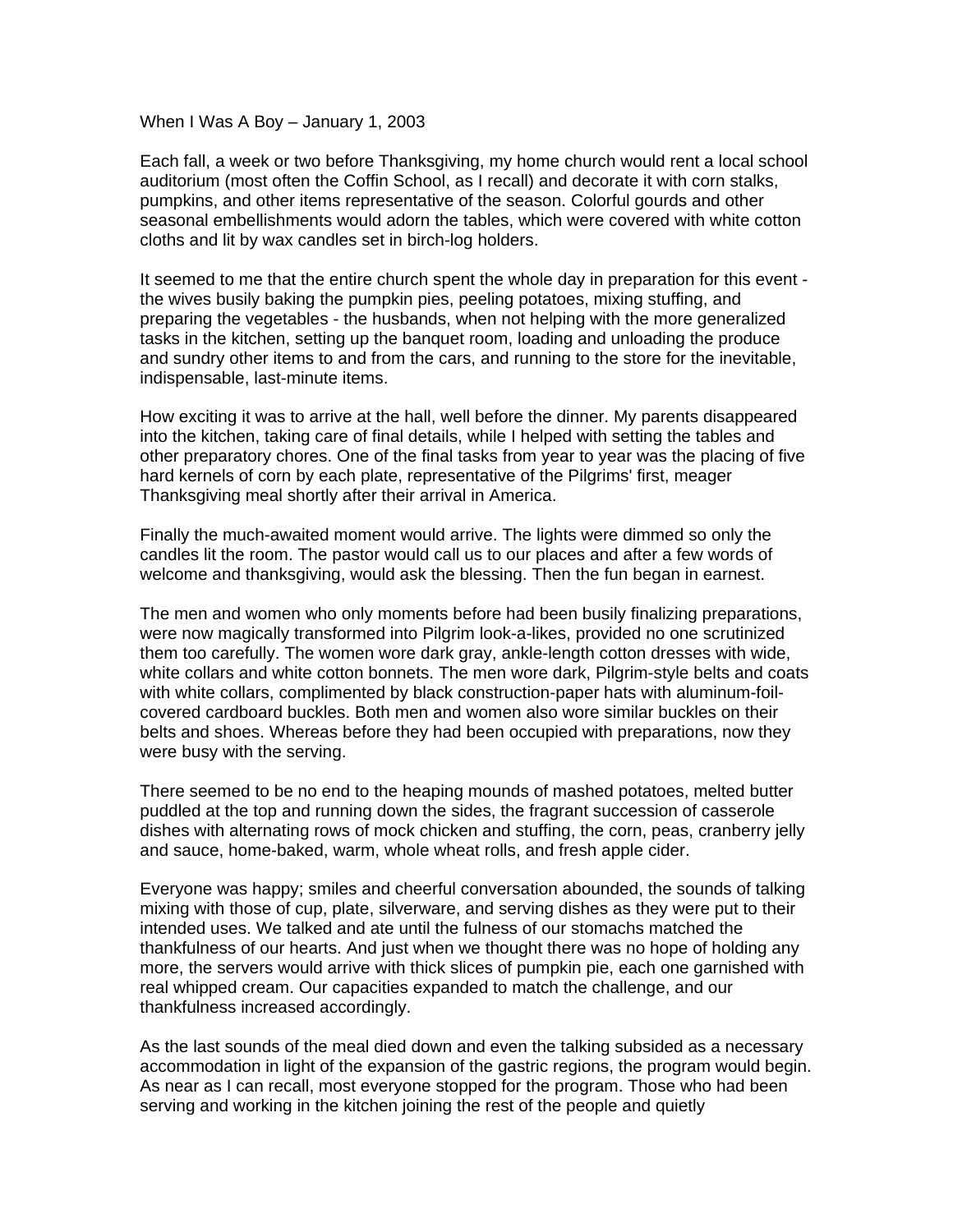When I Was A Boy – January 1, 2003

Each fall, a week or two before Thanksgiving, my home church would rent a local school auditorium (most often the Coffin School, as I recall) and decorate it with corn stalks, pumpkins, and other items representative of the season. Colorful gourds and other seasonal embellishments would adorn the tables, which were covered with white cotton cloths and lit by wax candles set in birch-log holders.

It seemed to me that the entire church spent the whole day in preparation for this event - the wives busily baking the pumpkin pies, peeling potatoes, mixing stuffing, and preparing the vegetables - the husbands, when not helping with the more generalized tasks in the kitchen, setting up the banquet room, loading and unloading the produce and sundry other items to and from the cars, and running to the store for the inevitable, indispensable, last-minute items.

How exciting it was to arrive at the hall, well before the dinner. My parents disappeared into the kitchen, taking care of final details, while I helped with setting the tables and other preparatory chores. One of the final tasks from year to year was the placing of five hard kernels of corn by each plate, representative of the Pilgrims' first, meager Thanksgiving meal shortly after their arrival in America.

Finally the much-awaited moment would arrive. The lights were dimmed so only the candles lit the room. The pastor would call us to our places and after a few words of welcome and thanksgiving, would ask the blessing. Then the fun began in earnest.

The men and women who only moments before had been busily finalizing preparations, were now magically transformed into Pilgrim look-a-likes, provided no one scrutinized them too carefully. The women wore dark gray, ankle-length cotton dresses with wide, white collars and white cotton bonnets. The men wore dark, Pilgrim-style belts and coats with white collars, complimented by black construction-paper hats with aluminum-foil-covered cardboard buckles. Both men and women also wore similar buckles on their belts and shoes. Whereas before they had been occupied with preparations, now they were busy with the serving.

There seemed to be no end to the heaping mounds of mashed potatoes, melted butter puddled at the top and running down the sides, the fragrant succession of casserole dishes with alternating rows of mock chicken and stuffing, the corn, peas, cranberry jelly and sauce, home-baked, warm, whole wheat rolls, and fresh apple cider.

Everyone was happy; smiles and cheerful conversation abounded, the sounds of talking mixing with those of cup, plate, silverware, and serving dishes as they were put to their intended uses. We talked and ate until the fulness of our stomachs matched the thankfulness of our hearts. And just when we thought there was no hope of holding any more, the servers would arrive with thick slices of pumpkin pie, each one garnished with real whipped cream. Our capacities expanded to match the challenge, and our thankfulness increased accordingly.

As the last sounds of the meal died down and even the talking subsided as a necessary accommodation in light of the expansion of the gastric regions, the program would begin. As near as I can recall, most everyone stopped for the program. Those who had been serving and working in the kitchen joining the rest of the people and quietly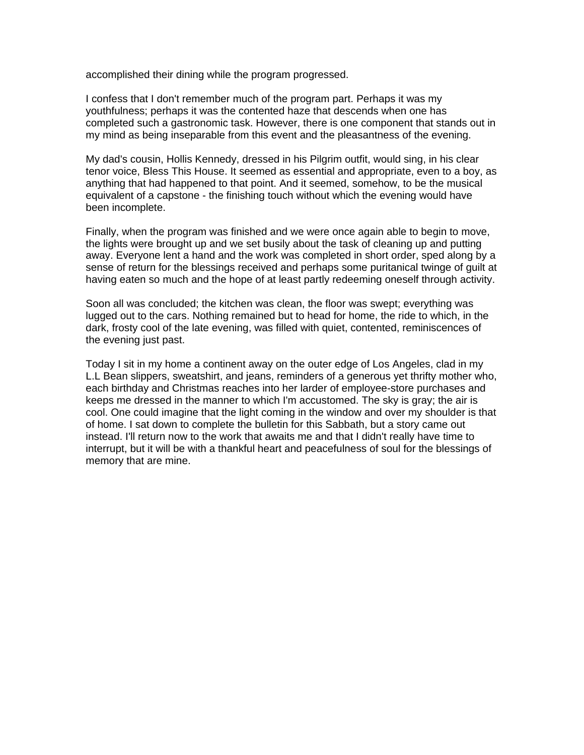accomplished their dining while the program progressed.

I confess that I don't remember much of the program part. Perhaps it was my youthfulness; perhaps it was the contented haze that descends when one has completed such a gastronomic task. However, there is one component that stands out in my mind as being inseparable from this event and the pleasantness of the evening.

My dad's cousin, Hollis Kennedy, dressed in his Pilgrim outfit, would sing, in his clear tenor voice, Bless This House. It seemed as essential and appropriate, even to a boy, as anything that had happened to that point. And it seemed, somehow, to be the musical equivalent of a capstone - the finishing touch without which the evening would have been incomplete.

Finally, when the program was finished and we were once again able to begin to move, the lights were brought up and we set busily about the task of cleaning up and putting away. Everyone lent a hand and the work was completed in short order, sped along by a sense of return for the blessings received and perhaps some puritanical twinge of guilt at having eaten so much and the hope of at least partly redeeming oneself through activity.

Soon all was concluded; the kitchen was clean, the floor was swept; everything was lugged out to the cars. Nothing remained but to head for home, the ride to which, in the dark, frosty cool of the late evening, was filled with quiet, contented, reminiscences of the evening just past.

Today I sit in my home a continent away on the outer edge of Los Angeles, clad in my L.L Bean slippers, sweatshirt, and jeans, reminders of a generous yet thrifty mother who, each birthday and Christmas reaches into her larder of employee-store purchases and keeps me dressed in the manner to which I'm accustomed. The sky is gray; the air is cool. One could imagine that the light coming in the window and over my shoulder is that of home. I sat down to complete the bulletin for this Sabbath, but a story came out instead. I'll return now to the work that awaits me and that I didn't really have time to interrupt, but it will be with a thankful heart and peacefulness of soul for the blessings of memory that are mine.